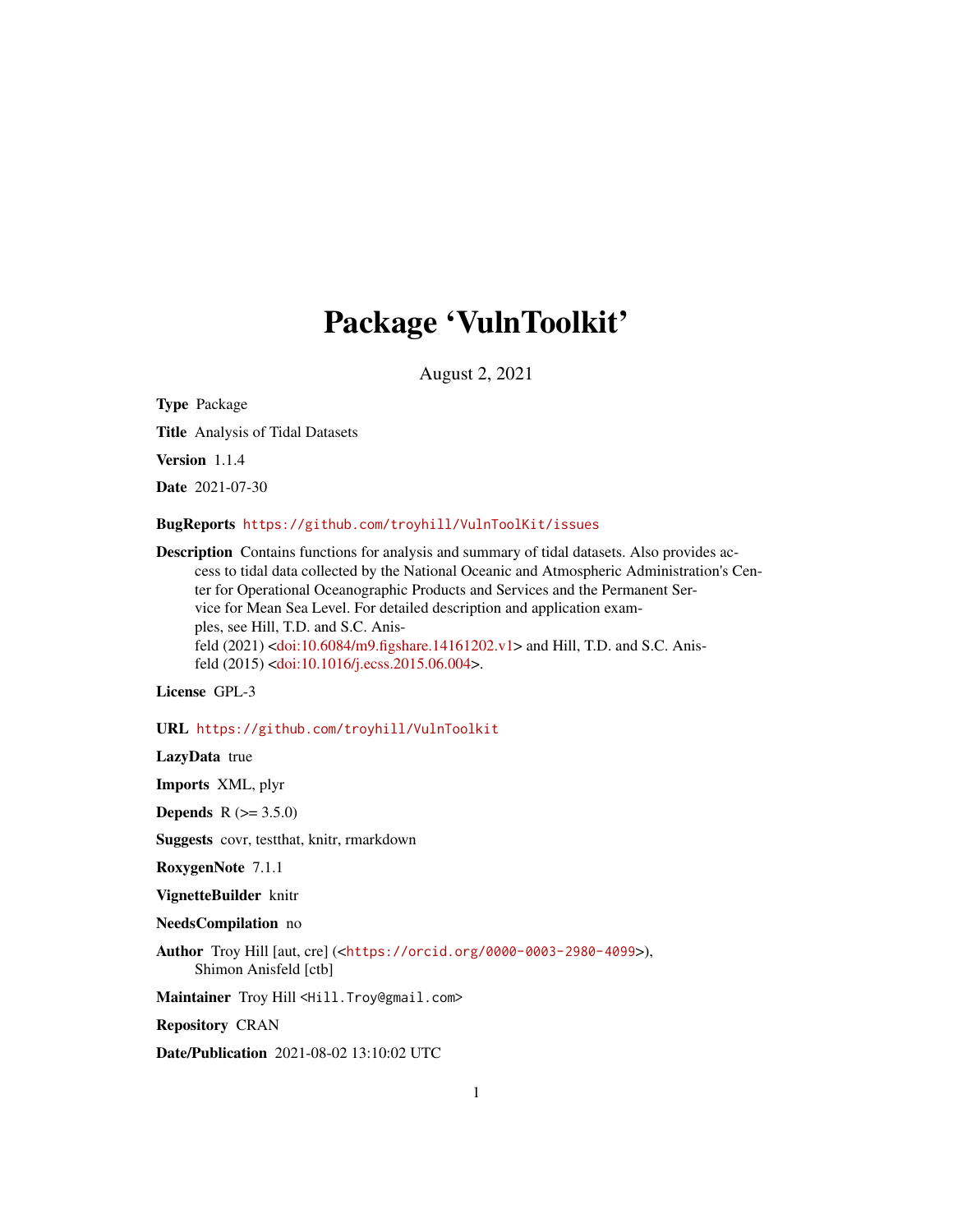# Package 'VulnToolkit'

August 2, 2021

**Type** Package

**Title** Analysis of Tidal Datasets

**Version** 1.1.4

**Date** 2021-07-30

**BugReports** https://github.com/troyhill/VulnToolKit/issues

**Description** Contains functions for analysis and summary of tidal datasets. Also provides access to tidal data collected by the National Oceanic and Atmospheric Administration's Center for Operational Oceanographic Products and Services and the Permanent Service for Mean Sea Level. For detailed description and application examples, see Hill, T.D. and S.C. Anisfeld (2021) <doi:10.6084/m9.figshare.14161202.v1> and Hill, T.D. and S.C. Anisfeld (2015) <doi:10.1016/j.ecss.2015.06.004>.

**License** GPL-3

**URL** https://github.com/troyhill/VulnToolkit

**LazyData** true

**Imports** XML, plyr

**Depends** R (>= 3.5.0)

**Suggests** covr, testthat, knitr, rmarkdown

**RoxygenNote** 7.1.1

**VignetteBuilder** knitr

**NeedsCompilation** no

**Author** Troy Hill [aut, cre] (<https://orcid.org/0000-0003-2980-4099>), Shimon Anisfeld [ctb]

**Maintainer** Troy Hill <Hill.Troy@gmail.com>

**Repository** CRAN

**Date/Publication** 2021-08-02 13:10:02 UTC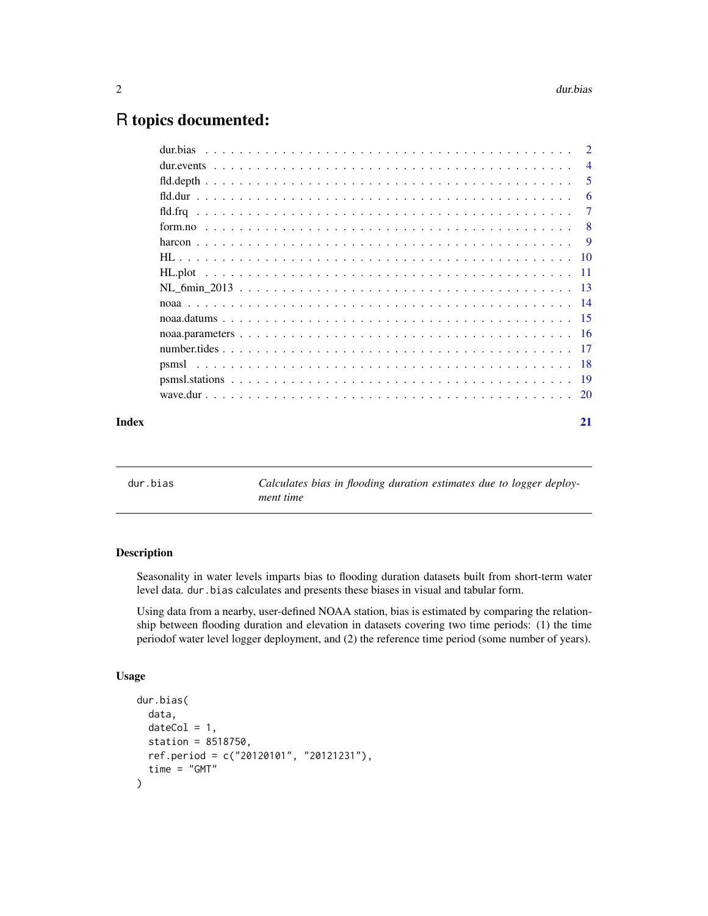# R topics documented:

| | |
|---|---|
| dur.bias | 2 |
| dur.events | 4 |
| fld.depth | 5 |
| fld.dur | 6 |
| fld.frq | 7 |
| form.no | 8 |
| harcon | 9 |
| HL | 10 |
| HL.plot | 11 |
| NL_6min_2013 | 13 |
| noaa | 14 |
| noaa.datums | 15 |
| noaa.parameters | 16 |
| number.tides | 17 |
| psmsl | 18 |
| psmsl.stations | 19 |
| wave.dur | 20 |
| **Index** | **21** |

---

## dur.bias — *Calculates bias in flooding duration estimates due to logger deployment time*

### Description

Seasonality in water levels imparts bias to flooding duration datasets built from short-term water level data. `dur.bias` calculates and presents these biases in visual and tabular form.

Using data from a nearby, user-defined NOAA station, bias is estimated by comparing the relationship between flooding duration and elevation in datasets covering two time periods: (1) the time periodof water level logger deployment, and (2) the reference time period (some number of years).

### Usage

```
dur.bias(
  data,
  dateCol = 1,
  station = 8518750,
  ref.period = c("20120101", "20121231"),
  time = "GMT"
)
```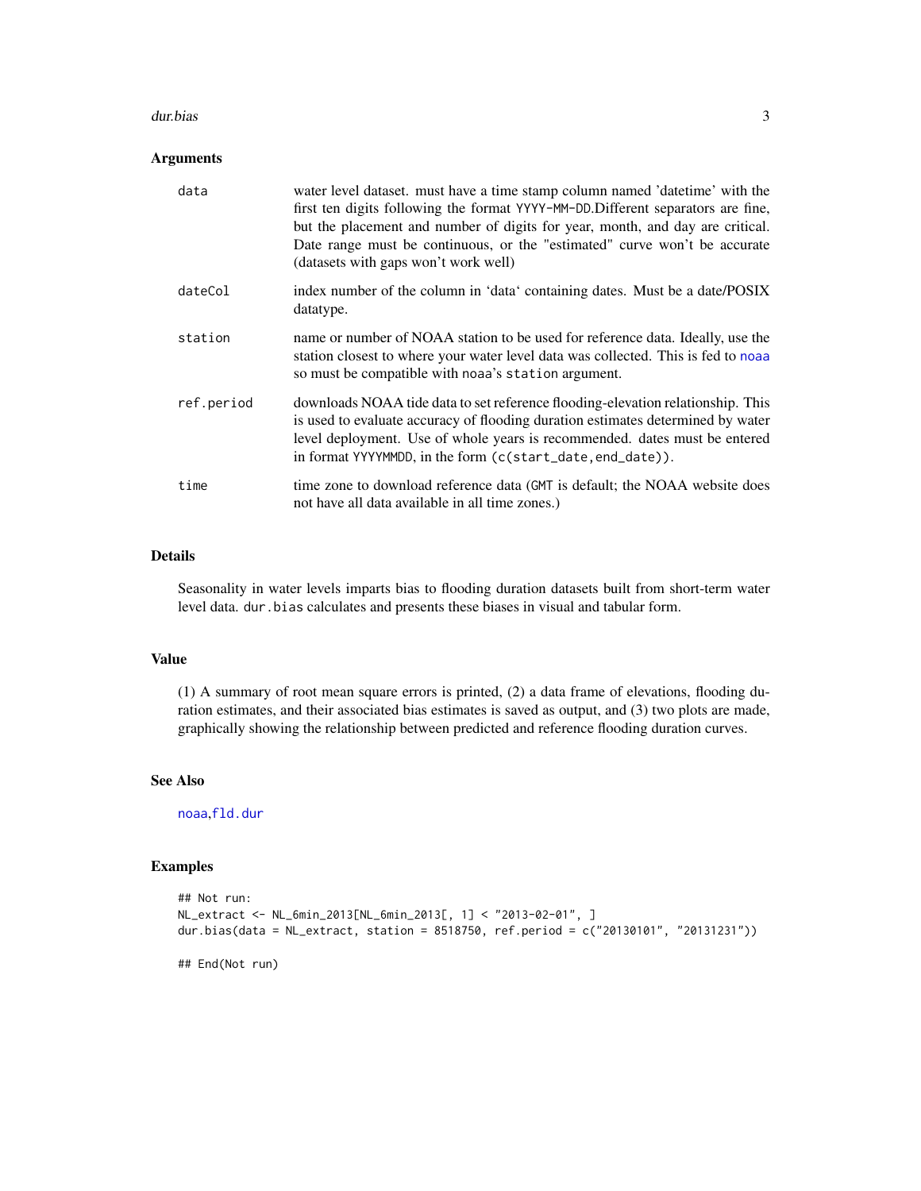## Arguments

| | |
|---|---|
| data | water level dataset. must have a time stamp column named 'datetime' with the first ten digits following the format `YYYY-MM-DD`.Different separators are fine, but the placement and number of digits for year, month, and day are critical. Date range must be continuous, or the "estimated" curve won't be accurate (datasets with gaps won't work well) |
| dateCol | index number of the column in 'data' containing dates. Must be a date/POSIX datatype. |
| station | name or number of NOAA station to be used for reference data. Ideally, use the station closest to where your water level data was collected. This is fed to `noaa` so must be compatible with `noaa`'s `station` argument. |
| ref.period | downloads NOAA tide data to set reference flooding-elevation relationship. This is used to evaluate accuracy of flooding duration estimates determined by water level deployment. Use of whole years is recommended. dates must be entered in format `YYYYMMDD`, in the form `(c(start_date,end_date))`. |
| time | time zone to download reference data (`GMT` is default; the NOAA website does not have all data available in all time zones.) |

## Details

Seasonality in water levels imparts bias to flooding duration datasets built from short-term water level data. `dur.bias` calculates and presents these biases in visual and tabular form.

## Value

(1) A summary of root mean square errors is printed, (2) a data frame of elevations, flooding duration estimates, and their associated bias estimates is saved as output, and (3) two plots are made, graphically showing the relationship between predicted and reference flooding duration curves.

## See Also

`noaa`,`fld.dur`

## Examples

```
## Not run:
NL_extract <- NL_6min_2013[NL_6min_2013[, 1] < "2013-02-01", ]
dur.bias(data = NL_extract, station = 8518750, ref.period = c("20130101", "20131231"))

## End(Not run)
```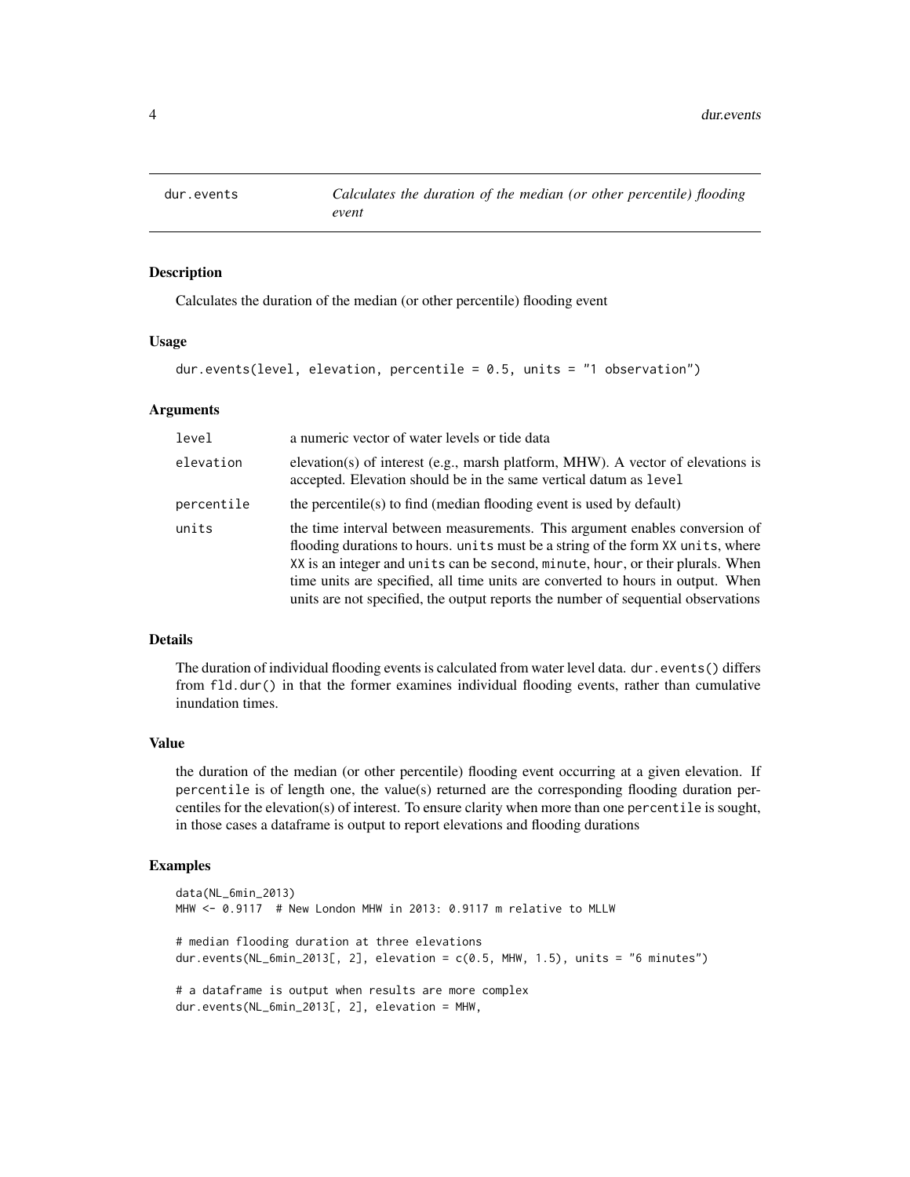## dur.events — *Calculates the duration of the median (or other percentile) flooding event*

### Description

Calculates the duration of the median (or other percentile) flooding event

### Usage

```
dur.events(level, elevation, percentile = 0.5, units = "1 observation")
```

### Arguments

| | |
|---|---|
| `level` | a numeric vector of water levels or tide data |
| `elevation` | elevation(s) of interest (e.g., marsh platform, MHW). A vector of elevations is accepted. Elevation should be in the same vertical datum as `level` |
| `percentile` | the percentile(s) to find (median flooding event is used by default) |
| `units` | the time interval between measurements. This argument enables conversion of flooding durations to hours. `units` must be a string of the form `XX units`, where `XX` is an integer and `units` can be `second`, `minute`, `hour`, or their plurals. When time units are specified, all time units are converted to hours in output. When units are not specified, the output reports the number of sequential observations |

### Details

The duration of individual flooding events is calculated from water level data. `dur.events()` differs from `fld.dur()` in that the former examines individual flooding events, rather than cumulative inundation times.

### Value

the duration of the median (or other percentile) flooding event occurring at a given elevation. If `percentile` is of length one, the value(s) returned are the corresponding flooding duration percentiles for the elevation(s) of interest. To ensure clarity when more than one `percentile` is sought, in those cases a dataframe is output to report elevations and flooding durations

### Examples

```
data(NL_6min_2013)
MHW <- 0.9117  # New London MHW in 2013: 0.9117 m relative to MLLW

# median flooding duration at three elevations
dur.events(NL_6min_2013[, 2], elevation = c(0.5, MHW, 1.5), units = "6 minutes")

# a dataframe is output when results are more complex
dur.events(NL_6min_2013[, 2], elevation = MHW,
```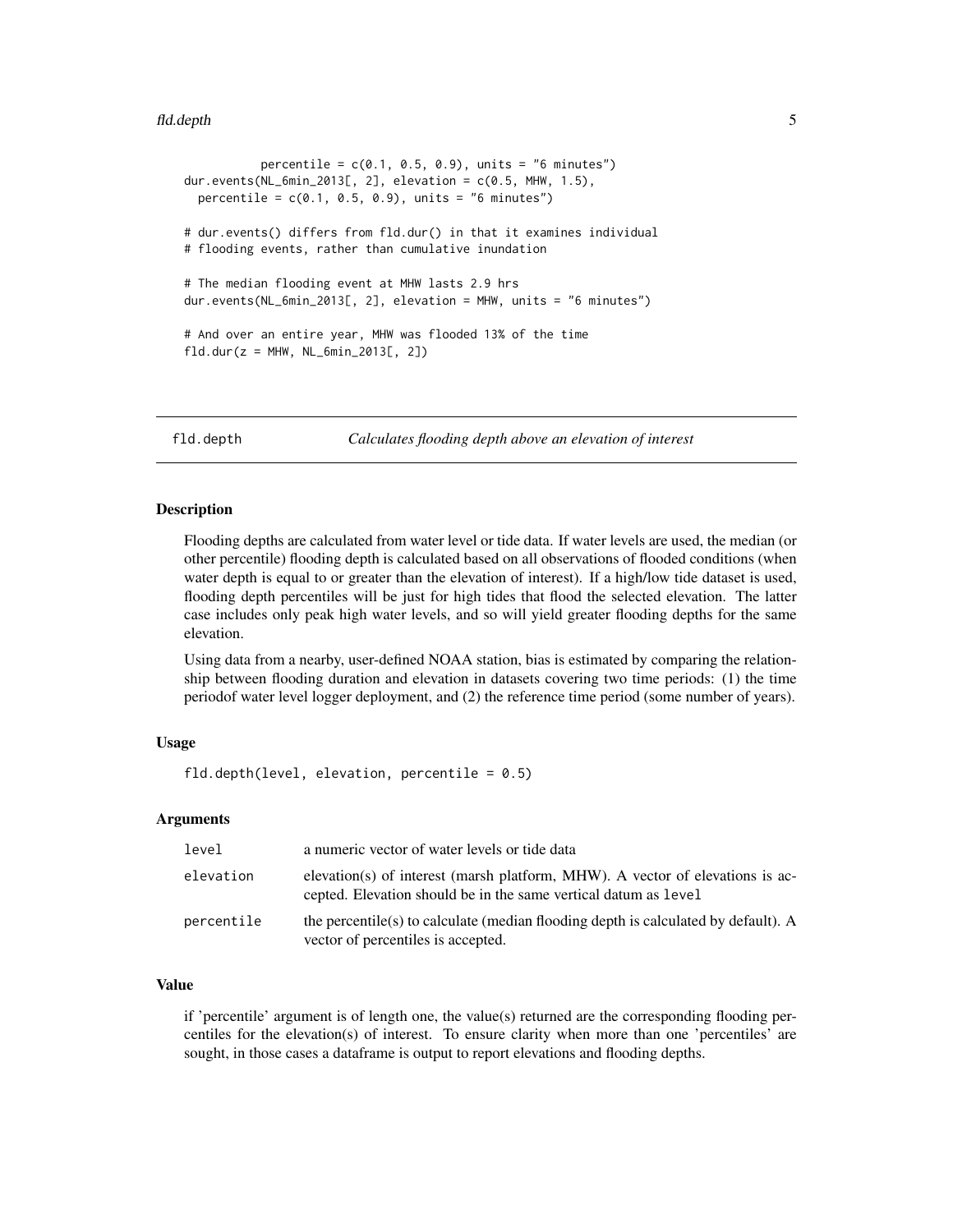```
          percentile = c(0.1, 0.5, 0.9), units = "6 minutes")
dur.events(NL_6min_2013[, 2], elevation = c(0.5, MHW, 1.5),
  percentile = c(0.1, 0.5, 0.9), units = "6 minutes")

# dur.events() differs from fld.dur() in that it examines individual
# flooding events, rather than cumulative inundation

# The median flooding event at MHW lasts 2.9 hrs
dur.events(NL_6min_2013[, 2], elevation = MHW, units = "6 minutes")

# And over an entire year, MHW was flooded 13% of the time
fld.dur(z = MHW, NL_6min_2013[, 2])
```

## fld.depth — *Calculates flooding depth above an elevation of interest*

### Description

Flooding depths are calculated from water level or tide data. If water levels are used, the median (or other percentile) flooding depth is calculated based on all observations of flooded conditions (when water depth is equal to or greater than the elevation of interest). If a high/low tide dataset is used, flooding depth percentiles will be just for high tides that flood the selected elevation. The latter case includes only peak high water levels, and so will yield greater flooding depths for the same elevation.

Using data from a nearby, user-defined NOAA station, bias is estimated by comparing the relationship between flooding duration and elevation in datasets covering two time periods: (1) the time periodof water level logger deployment, and (2) the reference time period (some number of years).

### Usage

```
fld.depth(level, elevation, percentile = 0.5)
```

### Arguments

| | |
|---|---|
| `level` | a numeric vector of water levels or tide data |
| `elevation` | elevation(s) of interest (marsh platform, MHW). A vector of elevations is accepted. Elevation should be in the same vertical datum as `level` |
| `percentile` | the percentile(s) to calculate (median flooding depth is calculated by default). A vector of percentiles is accepted. |

### Value

if 'percentile' argument is of length one, the value(s) returned are the corresponding flooding percentiles for the elevation(s) of interest. To ensure clarity when more than one 'percentiles' are sought, in those cases a dataframe is output to report elevations and flooding depths.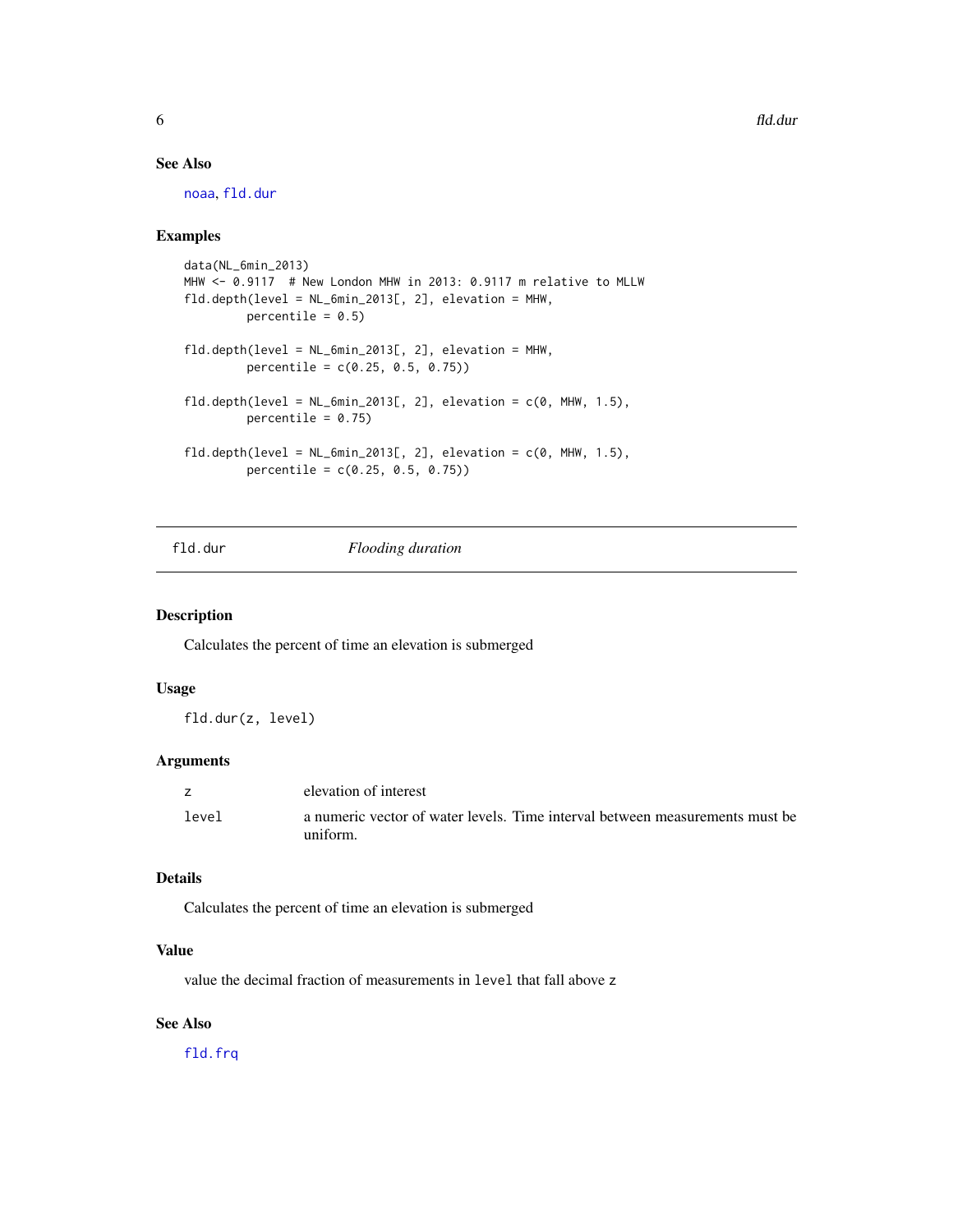### See Also

noaa, fld.dur

### Examples

```
data(NL_6min_2013)
MHW <- 0.9117  # New London MHW in 2013: 0.9117 m relative to MLLW
fld.depth(level = NL_6min_2013[, 2], elevation = MHW,
        percentile = 0.5)

fld.depth(level = NL_6min_2013[, 2], elevation = MHW,
        percentile = c(0.25, 0.5, 0.75))

fld.depth(level = NL_6min_2013[, 2], elevation = c(0, MHW, 1.5),
        percentile = 0.75)

fld.depth(level = NL_6min_2013[, 2], elevation = c(0, MHW, 1.5),
        percentile = c(0.25, 0.5, 0.75))
```

---

## fld.dur *Flooding duration*

---

### Description

Calculates the percent of time an elevation is submerged

### Usage

```
fld.dur(z, level)
```

### Arguments

| | |
|---|---|
| z | elevation of interest |
| level | a numeric vector of water levels. Time interval between measurements must be uniform. |

### Details

Calculates the percent of time an elevation is submerged

### Value

value the decimal fraction of measurements in `level` that fall above `z`

### See Also

fld.frq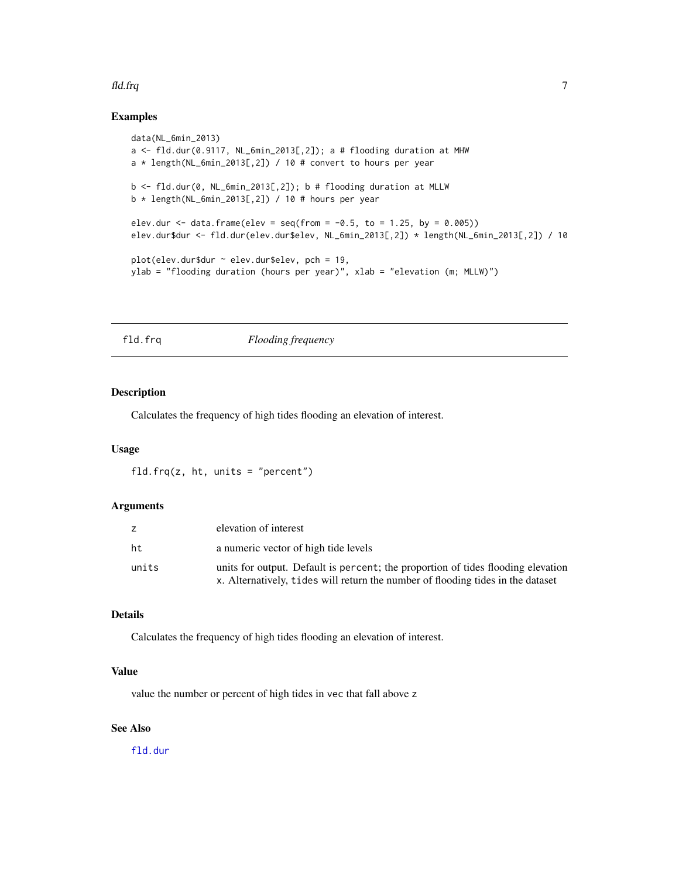## Examples

```
data(NL_6min_2013)
a <- fld.dur(0.9117, NL_6min_2013[,2]); a # flooding duration at MHW
a * length(NL_6min_2013[,2]) / 10 # convert to hours per year

b <- fld.dur(0, NL_6min_2013[,2]); b # flooding duration at MLLW
b * length(NL_6min_2013[,2]) / 10 # hours per year

elev.dur <- data.frame(elev = seq(from = -0.5, to = 1.25, by = 0.005))
elev.dur$dur <- fld.dur(elev.dur$elev, NL_6min_2013[,2]) * length(NL_6min_2013[,2]) / 10

plot(elev.dur$dur ~ elev.dur$elev, pch = 19,
ylab = "flooding duration (hours per year)", xlab = "elevation (m; MLLW)")
```

---

# fld.frq — *Flooding frequency*

## Description

Calculates the frequency of high tides flooding an elevation of interest.

## Usage

```
fld.frq(z, ht, units = "percent")
```

## Arguments

| | |
|---|---|
| z | elevation of interest |
| ht | a numeric vector of high tide levels |
| units | units for output. Default is `percent`; the proportion of tides flooding elevation `x`. Alternatively, `tides` will return the number of flooding tides in the dataset |

## Details

Calculates the frequency of high tides flooding an elevation of interest.

## Value

value the number or percent of high tides in `vec` that fall above `z`

## See Also

`fld.dur`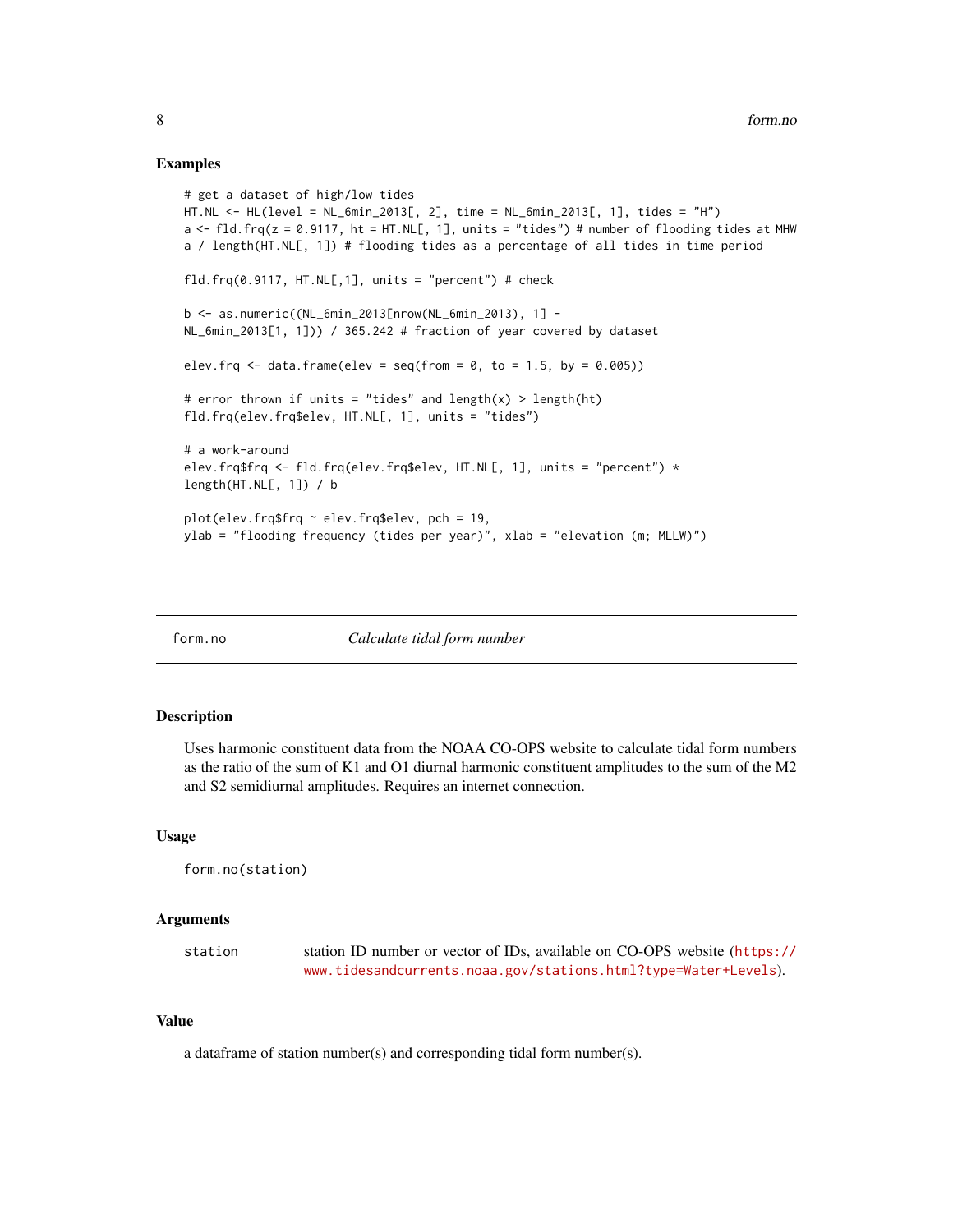## Examples

```
# get a dataset of high/low tides
HT.NL <- HL(level = NL_6min_2013[, 2], time = NL_6min_2013[, 1], tides = "H")
a <- fld.frq(z = 0.9117, ht = HT.NL[, 1], units = "tides") # number of flooding tides at MHW
a / length(HT.NL[, 1]) # flooding tides as a percentage of all tides in time period

fld.frq(0.9117, HT.NL[,1], units = "percent") # check

b <- as.numeric((NL_6min_2013[nrow(NL_6min_2013), 1] -
NL_6min_2013[1, 1])) / 365.242 # fraction of year covered by dataset

elev.frq <- data.frame(elev = seq(from = 0, to = 1.5, by = 0.005))

# error thrown if units = "tides" and length(x) > length(ht)
fld.frq(elev.frq$elev, HT.NL[, 1], units = "tides")

# a work-around
elev.frq$frq <- fld.frq(elev.frq$elev, HT.NL[, 1], units = "percent") *
length(HT.NL[, 1]) / b

plot(elev.frq$frq ~ elev.frq$elev, pch = 19,
ylab = "flooding frequency (tides per year)", xlab = "elevation (m; MLLW)")
```

---

# form.no — *Calculate tidal form number*

## Description

Uses harmonic constituent data from the NOAA CO-OPS website to calculate tidal form numbers as the ratio of the sum of K1 and O1 diurnal harmonic constituent amplitudes to the sum of the M2 and S2 semidiurnal amplitudes. Requires an internet connection.

## Usage

```
form.no(station)
```

## Arguments

| | |
|---|---|
| station | station ID number or vector of IDs, available on CO-OPS website (https://www.tidesandcurrents.noaa.gov/stations.html?type=Water+Levels). |

## Value

a dataframe of station number(s) and corresponding tidal form number(s).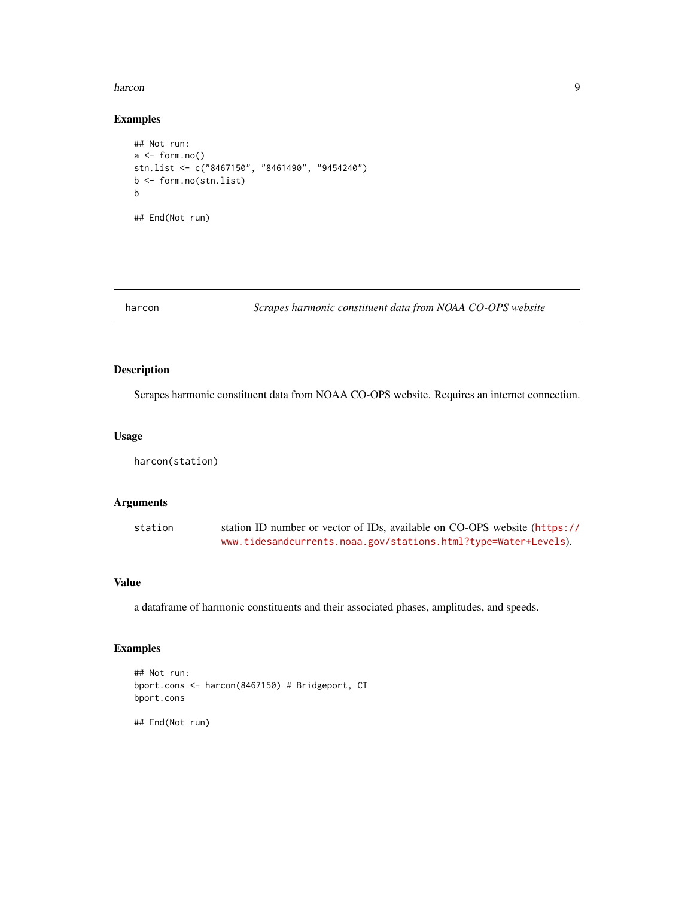### Examples

```
## Not run:
a <- form.no()
stn.list <- c("8467150", "8461490", "9454240")
b <- form.no(stn.list)
b

## End(Not run)
```

---

## harcon — *Scrapes harmonic constituent data from NOAA CO-OPS website*

---

### Description

Scrapes harmonic constituent data from NOAA CO-OPS website. Requires an internet connection.

### Usage

```
harcon(station)
```

### Arguments

| | |
|---|---|
| `station` | station ID number or vector of IDs, available on CO-OPS website (https://www.tidesandcurrents.noaa.gov/stations.html?type=Water+Levels). |

### Value

a dataframe of harmonic constituents and their associated phases, amplitudes, and speeds.

### Examples

```
## Not run:
bport.cons <- harcon(8467150) # Bridgeport, CT
bport.cons

## End(Not run)
```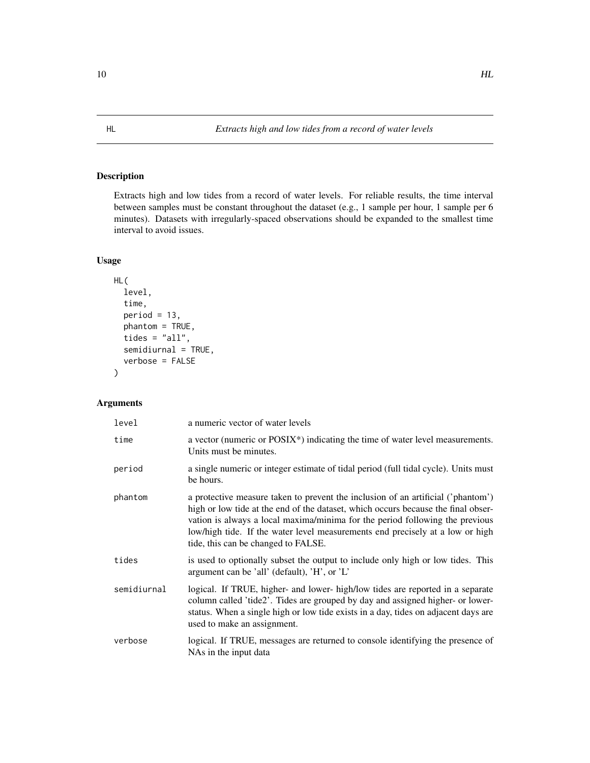## HL — *Extracts high and low tides from a record of water levels*

### Description

Extracts high and low tides from a record of water levels. For reliable results, the time interval between samples must be constant throughout the dataset (e.g., 1 sample per hour, 1 sample per 6 minutes). Datasets with irregularly-spaced observations should be expanded to the smallest time interval to avoid issues.

### Usage

```
HL(
  level,
  time,
  period = 13,
  phantom = TRUE,
  tides = "all",
  semidiurnal = TRUE,
  verbose = FALSE
)
```

### Arguments

| Argument | Description |
|---|---|
| `level` | a numeric vector of water levels |
| `time` | a vector (numeric or POSIX*) indicating the time of water level measurements. Units must be minutes. |
| `period` | a single numeric or integer estimate of tidal period (full tidal cycle). Units must be hours. |
| `phantom` | a protective measure taken to prevent the inclusion of an artificial ('phantom') high or low tide at the end of the dataset, which occurs because the final observation is always a local maxima/minima for the period following the previous low/high tide. If the water level measurements end precisely at a low or high tide, this can be changed to FALSE. |
| `tides` | is used to optionally subset the output to include only high or low tides. This argument can be 'all' (default), 'H', or 'L' |
| `semidiurnal` | logical. If TRUE, higher- and lower- high/low tides are reported in a separate column called 'tide2'. Tides are grouped by day and assigned higher- or lower-status. When a single high or low tide exists in a day, tides on adjacent days are used to make an assignment. |
| `verbose` | logical. If TRUE, messages are returned to console identifying the presence of NAs in the input data |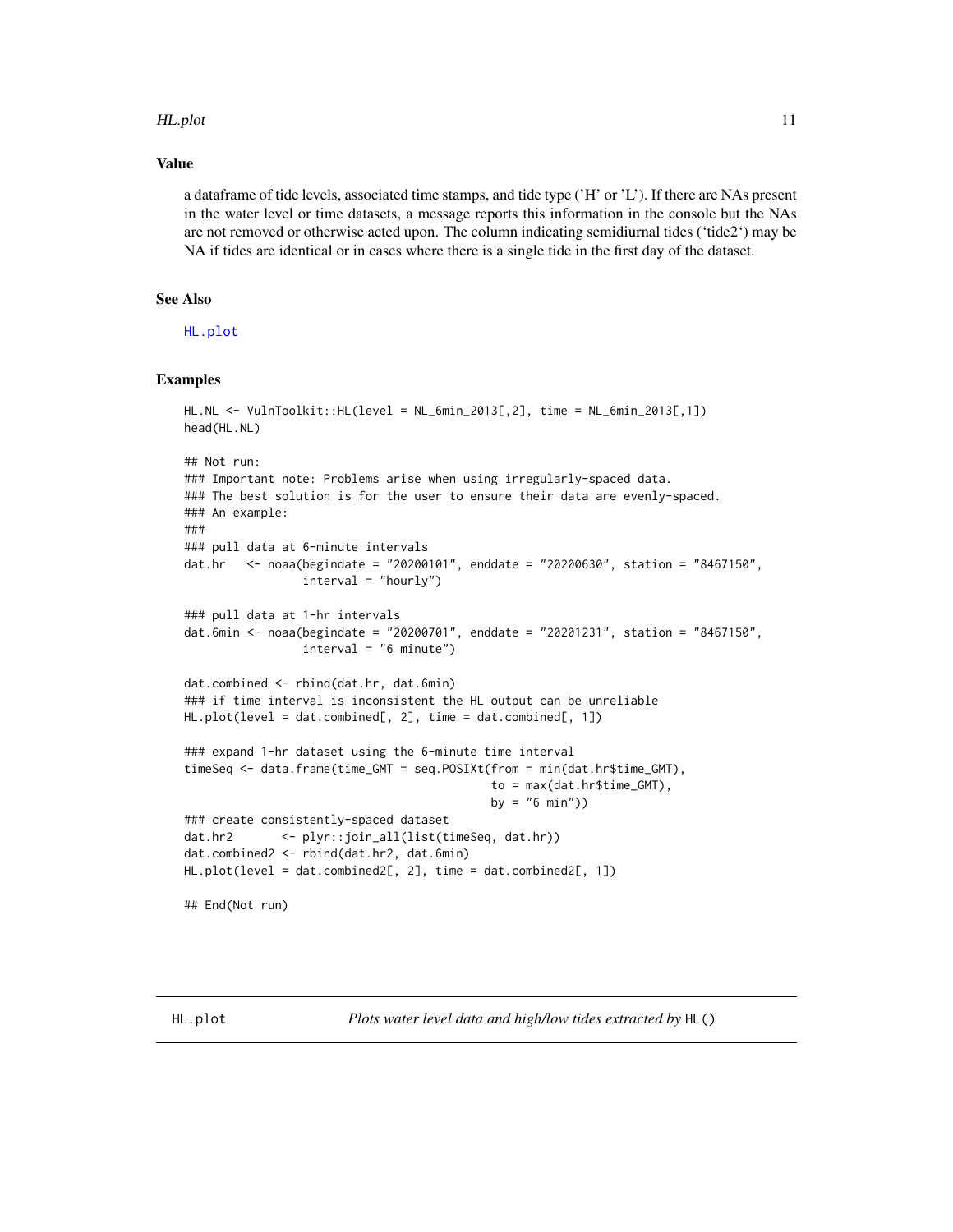## Value

a dataframe of tide levels, associated time stamps, and tide type ('H' or 'L'). If there are NAs present in the water level or time datasets, a message reports this information in the console but the NAs are not removed or otherwise acted upon. The column indicating semidiurnal tides ('tide2') may be NA if tides are identical or in cases where there is a single tide in the first day of the dataset.

## See Also

HL.plot

## Examples

```
HL.NL <- VulnToolkit::HL(level = NL_6min_2013[,2], time = NL_6min_2013[,1])
head(HL.NL)

## Not run:
### Important note: Problems arise when using irregularly-spaced data.
### The best solution is for the user to ensure their data are evenly-spaced.
### An example:
###
### pull data at 6-minute intervals
dat.hr   <- noaa(begindate = "20200101", enddate = "20200630", station = "8467150",
                 interval = "hourly")

### pull data at 1-hr intervals
dat.6min <- noaa(begindate = "20200701", enddate = "20201231", station = "8467150",
                 interval = "6 minute")

dat.combined <- rbind(dat.hr, dat.6min)
### if time interval is inconsistent the HL output can be unreliable
HL.plot(level = dat.combined[, 2], time = dat.combined[, 1])

### expand 1-hr dataset using the 6-minute time interval
timeSeq <- data.frame(time_GMT = seq.POSIXt(from = min(dat.hr$time_GMT),
                                            to = max(dat.hr$time_GMT),
                                            by = "6 min"))
### create consistently-spaced dataset
dat.hr2       <- plyr::join_all(list(timeSeq, dat.hr))
dat.combined2 <- rbind(dat.hr2, dat.6min)
HL.plot(level = dat.combined2[, 2], time = dat.combined2[, 1])

## End(Not run)
```

---

HL.plot    *Plots water level data and high/low tides extracted by* HL()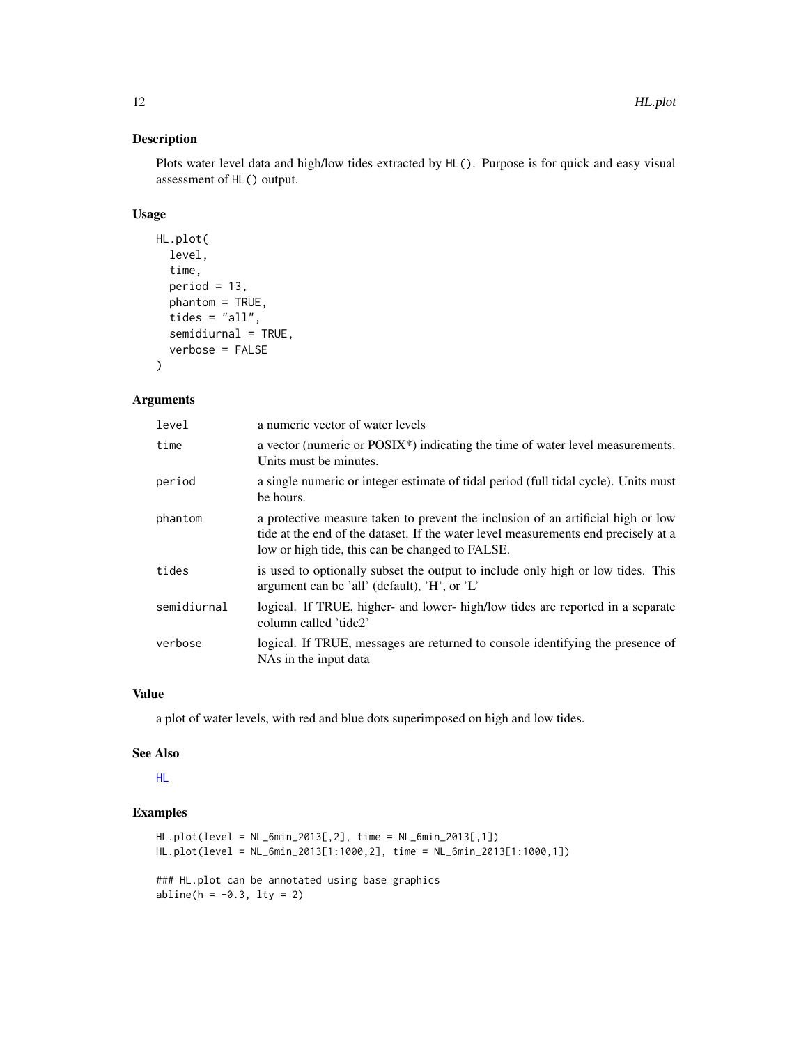## Description

Plots water level data and high/low tides extracted by `HL()`. Purpose is for quick and easy visual assessment of `HL()` output.

## Usage

```
HL.plot(
  level,
  time,
  period = 13,
  phantom = TRUE,
  tides = "all",
  semidiurnal = TRUE,
  verbose = FALSE
)
```

## Arguments

| | |
|---|---|
| `level` | a numeric vector of water levels |
| `time` | a vector (numeric or POSIX*) indicating the time of water level measurements. Units must be minutes. |
| `period` | a single numeric or integer estimate of tidal period (full tidal cycle). Units must be hours. |
| `phantom` | a protective measure taken to prevent the inclusion of an artificial high or low tide at the end of the dataset. If the water level measurements end precisely at a low or high tide, this can be changed to FALSE. |
| `tides` | is used to optionally subset the output to include only high or low tides. This argument can be 'all' (default), 'H', or 'L' |
| `semidiurnal` | logical. If TRUE, higher- and lower- high/low tides are reported in a separate column called 'tide2' |
| `verbose` | logical. If TRUE, messages are returned to console identifying the presence of NAs in the input data |

## Value

a plot of water levels, with red and blue dots superimposed on high and low tides.

## See Also

HL

## Examples

```
HL.plot(level = NL_6min_2013[,2], time = NL_6min_2013[,1])
HL.plot(level = NL_6min_2013[1:1000,2], time = NL_6min_2013[1:1000,1])

### HL.plot can be annotated using base graphics
abline(h = -0.3, lty = 2)
```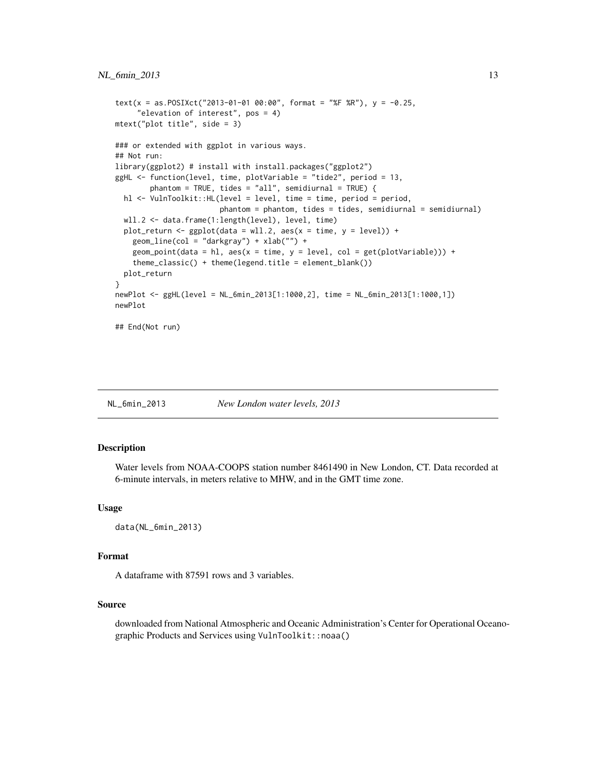```
text(x = as.POSIXct("2013-01-01 00:00", format = "%F %R"), y = -0.25,
     "elevation of interest", pos = 4)
mtext("plot title", side = 3)

### or extended with ggplot in various ways.
## Not run:
library(ggplot2) # install with install.packages("ggplot2")
ggHL <- function(level, time, plotVariable = "tide2", period = 13,
        phantom = TRUE, tides = "all", semidiurnal = TRUE) {
  hl <- VulnToolkit::HL(level = level, time = time, period = period,
                        phantom = phantom, tides = tides, semidiurnal = semidiurnal)
  wll.2 <- data.frame(1:length(level), level, time)
  plot_return <- ggplot(data = wll.2, aes(x = time, y = level)) +
    geom_line(col = "darkgray") + xlab("") +
    geom_point(data = hl, aes(x = time, y = level, col = get(plotVariable))) +
    theme_classic() + theme(legend.title = element_blank())
  plot_return
}
newPlot <- ggHL(level = NL_6min_2013[1:1000,2], time = NL_6min_2013[1:1000,1])
newPlot

## End(Not run)
```

## NL_6min_2013 *New London water levels, 2013*

### Description

Water levels from NOAA-COOPS station number 8461490 in New London, CT. Data recorded at 6-minute intervals, in meters relative to MHW, and in the GMT time zone.

### Usage

```
data(NL_6min_2013)
```

### Format

A dataframe with 87591 rows and 3 variables.

### Source

downloaded from National Atmospheric and Oceanic Administration's Center for Operational Oceanographic Products and Services using `VulnToolkit::noaa()`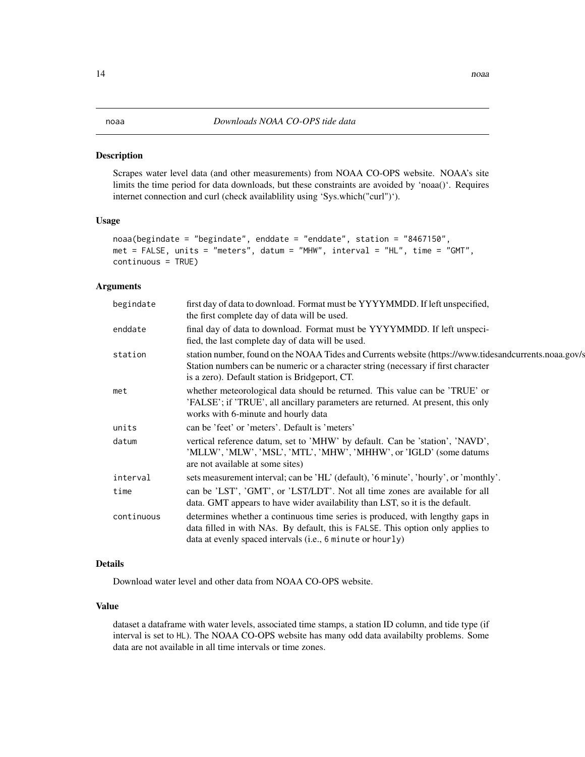# noa

*Downloads NOAA CO-OPS tide data*

## Description

Scrapes water level data (and other measurements) from NOAA CO-OPS website. NOAA's site limits the time period for data downloads, but these constraints are avoided by 'noaa()'. Requires internet connection and curl (check availablility using 'Sys.which("curl")').

## Usage

```
noaa(begindate = "begindate", enddate = "enddate", station = "8467150",
met = FALSE, units = "meters", datum = "MHW", interval = "HL", time = "GMT",
continuous = TRUE)
```

## Arguments

| Argument | Description |
|---|---|
| begindate | first day of data to download. Format must be YYYYMMDD. If left unspecified, the first complete day of data will be used. |
| enddate | final day of data to download. Format must be YYYYMMDD. If left unspecified, the last complete day of data will be used. |
| station | station number, found on the NOAA Tides and Currents website (https://www.tidesandcurrents.noaa.gov/s Station numbers can be numeric or a character string (necessary if first character is a zero). Default station is Bridgeport, CT. |
| met | whether meteorological data should be returned. This value can be 'TRUE' or 'FALSE'; if 'TRUE', all ancillary parameters are returned. At present, this only works with 6-minute and hourly data |
| units | can be 'feet' or 'meters'. Default is 'meters' |
| datum | vertical reference datum, set to 'MHW' by default. Can be 'station', 'NAVD', 'MLLW', 'MLW', 'MSL', 'MTL', 'MHW', 'MHHW', or 'IGLD' (some datums are not available at some sites) |
| interval | sets measurement interval; can be 'HL' (default), '6 minute', 'hourly', or 'monthly'. |
| time | can be 'LST', 'GMT', or 'LST/LDT'. Not all time zones are available for all data. GMT appears to have wider availability than LST, so it is the default. |
| continuous | determines whether a continuous time series is produced, with lengthy gaps in data filled in with NAs. By default, this is `FALSE`. This option only applies to data at evenly spaced intervals (i.e., `6 minute` or `hourly`) |

## Details

Download water level and other data from NOAA CO-OPS website.

## Value

dataset a dataframe with water levels, associated time stamps, a station ID column, and tide type (if interval is set to `HL`). The NOAA CO-OPS website has many odd data availabilty problems. Some data are not available in all time intervals or time zones.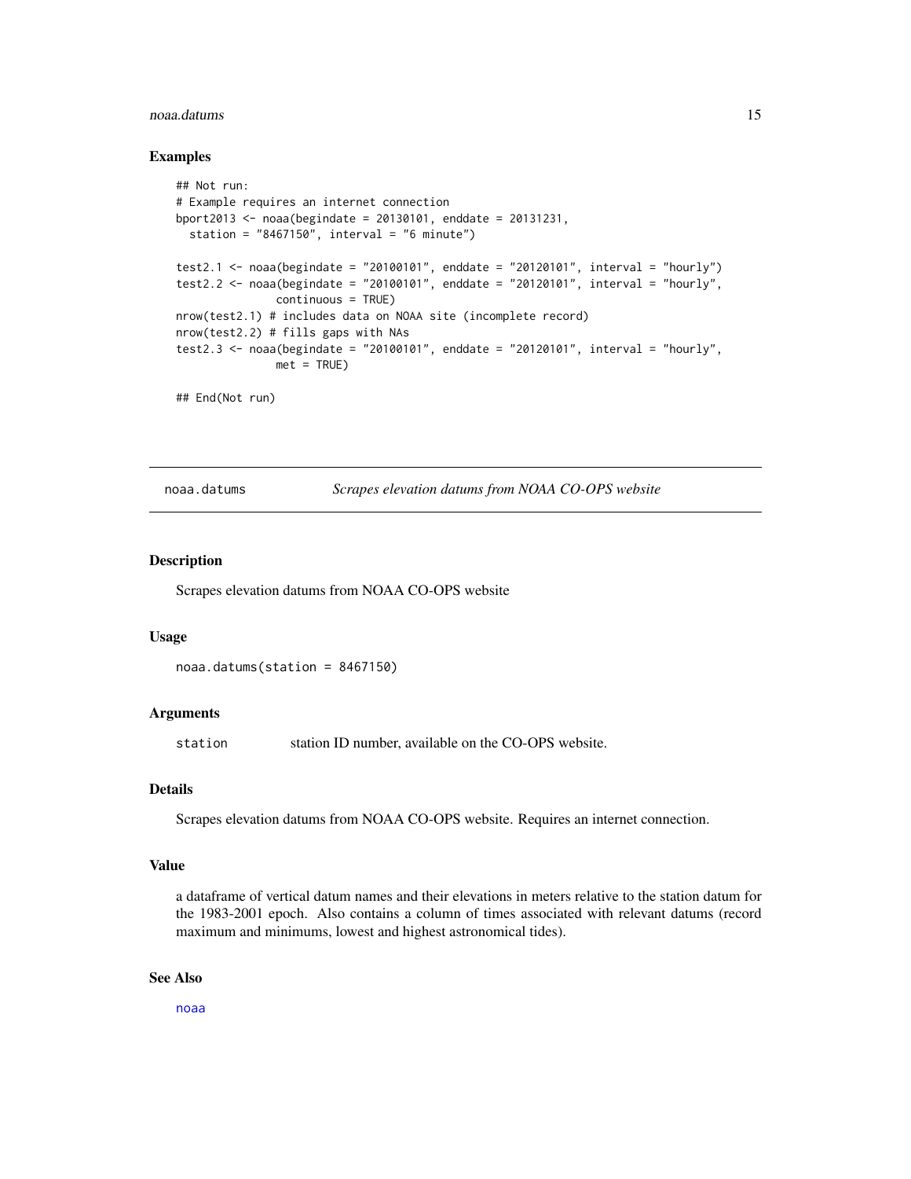### Examples

```
## Not run:
# Example requires an internet connection
bport2013 <- noaa(begindate = 20130101, enddate = 20131231,
  station = "8467150", interval = "6 minute")

test2.1 <- noaa(begindate = "20100101", enddate = "20120101", interval = "hourly")
test2.2 <- noaa(begindate = "20100101", enddate = "20120101", interval = "hourly",
               continuous = TRUE)
nrow(test2.1) # includes data on NOAA site (incomplete record)
nrow(test2.2) # fills gaps with NAs
test2.3 <- noaa(begindate = "20100101", enddate = "20120101", interval = "hourly",
               met = TRUE)

## End(Not run)
```

---

## noaa.datums — *Scrapes elevation datums from NOAA CO-OPS website*

### Description

Scrapes elevation datums from NOAA CO-OPS website

### Usage

```
noaa.datums(station = 8467150)
```

### Arguments

| | |
|---|---|
| station | station ID number, available on the CO-OPS website. |

### Details

Scrapes elevation datums from NOAA CO-OPS website. Requires an internet connection.

### Value

a dataframe of vertical datum names and their elevations in meters relative to the station datum for the 1983-2001 epoch. Also contains a column of times associated with relevant datums (record maximum and minimums, lowest and highest astronomical tides).

### See Also

noaa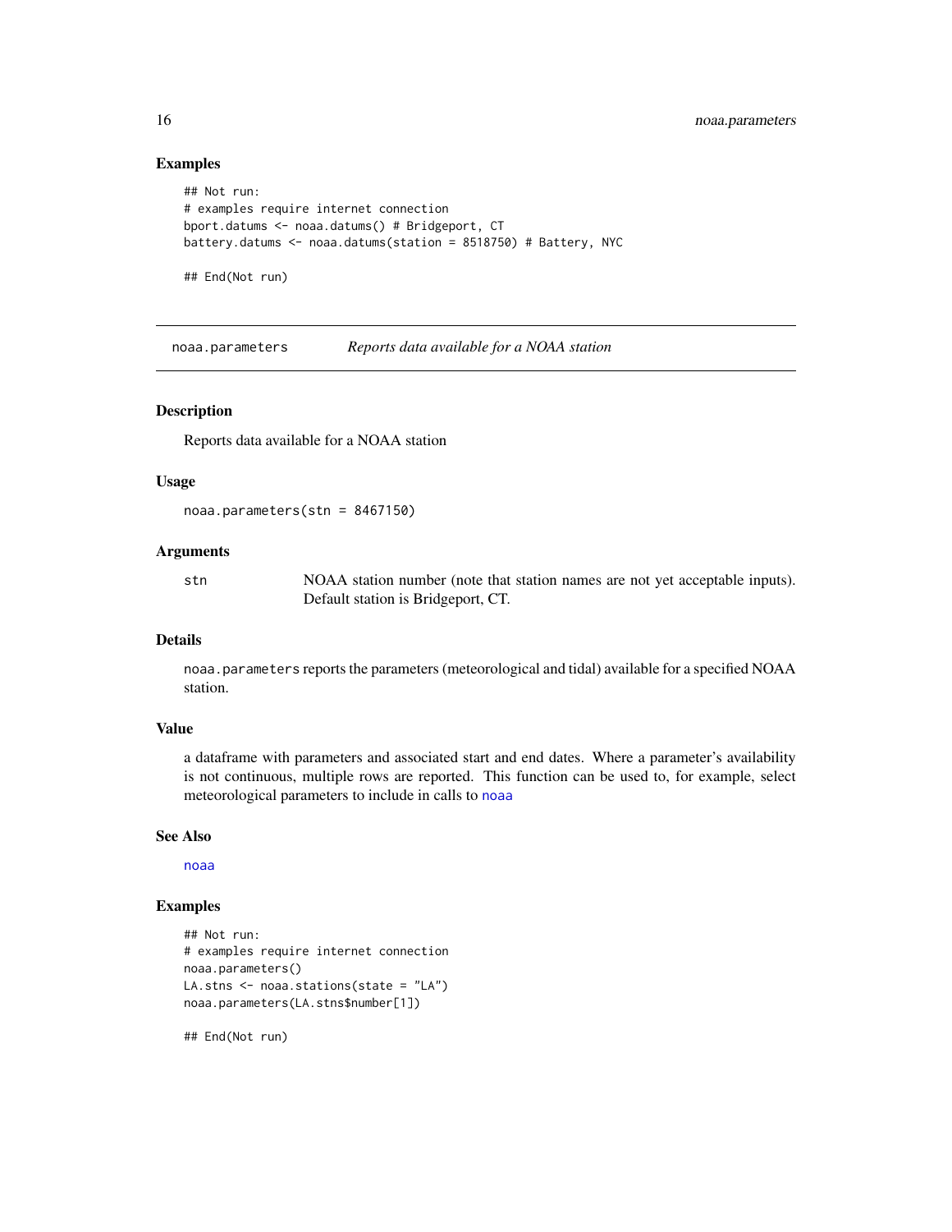### Examples

```
## Not run:
# examples require internet connection
bport.datums <- noaa.datums() # Bridgeport, CT
battery.datums <- noaa.datums(station = 8518750) # Battery, NYC

## End(Not run)
```

---

## noaa.parameters *Reports data available for a NOAA station*

---

### Description

Reports data available for a NOAA station

### Usage

```
noaa.parameters(stn = 8467150)
```

### Arguments

| | |
|---|---|
| stn | NOAA station number (note that station names are not yet acceptable inputs). Default station is Bridgeport, CT. |

### Details

`noaa.parameters` reports the parameters (meteorological and tidal) available for a specified NOAA station.

### Value

a dataframe with parameters and associated start and end dates. Where a parameter's availability is not continuous, multiple rows are reported. This function can be used to, for example, select meteorological parameters to include in calls to `noaa`

### See Also

`noaa`

### Examples

```
## Not run:
# examples require internet connection
noaa.parameters()
LA.stns <- noaa.stations(state = "LA")
noaa.parameters(LA.stns$number[1])

## End(Not run)
```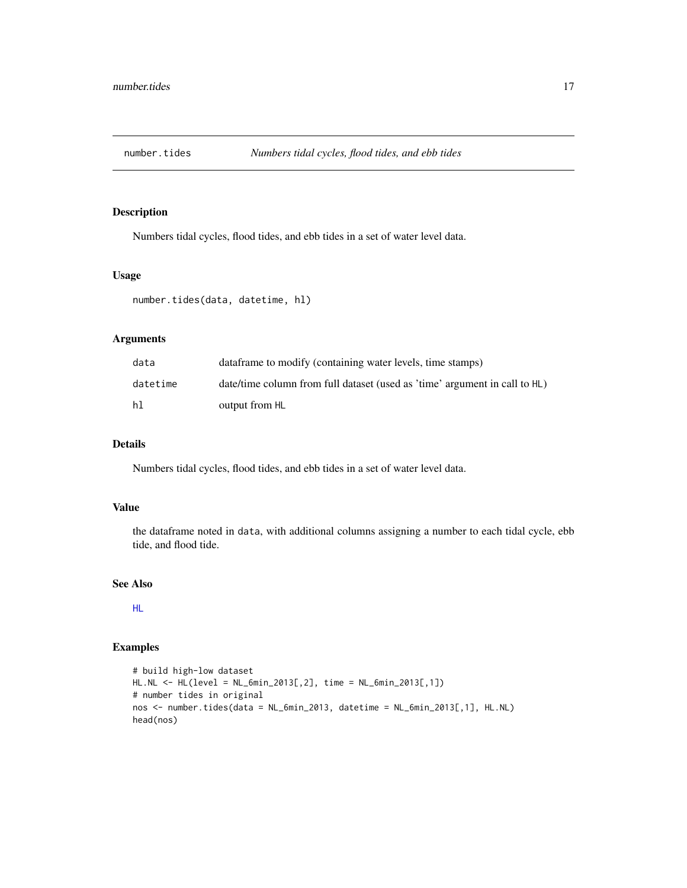# number.tides — *Numbers tidal cycles, flood tides, and ebb tides*

## Description

Numbers tidal cycles, flood tides, and ebb tides in a set of water level data.

## Usage

```
number.tides(data, datetime, hl)
```

## Arguments

| | |
|---|---|
| data | dataframe to modify (containing water levels, time stamps) |
| datetime | date/time column from full dataset (used as 'time' argument in call to HL) |
| hl | output from HL |

## Details

Numbers tidal cycles, flood tides, and ebb tides in a set of water level data.

## Value

the dataframe noted in data, with additional columns assigning a number to each tidal cycle, ebb tide, and flood tide.

## See Also

HL

## Examples

```
# build high-low dataset
HL.NL <- HL(level = NL_6min_2013[,2], time = NL_6min_2013[,1])
# number tides in original
nos <- number.tides(data = NL_6min_2013, datetime = NL_6min_2013[,1], HL.NL)
head(nos)
```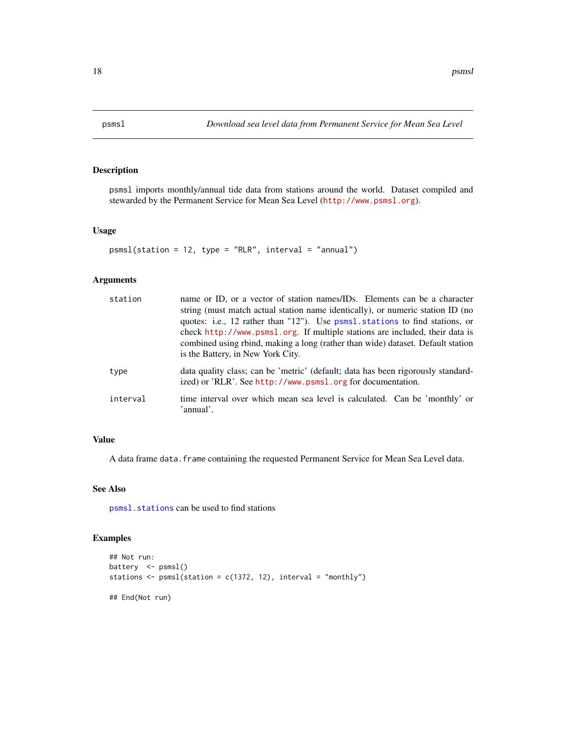# psmsl — *Download sea level data from Permanent Service for Mean Sea Level*

## Description

psmsl imports monthly/annual tide data from stations around the world. Dataset compiled and stewarded by the Permanent Service for Mean Sea Level (http://www.psmsl.org).

## Usage

```
psmsl(station = 12, type = "RLR", interval = "annual")
```

## Arguments

| | |
|---|---|
| station | name or ID, or a vector of station names/IDs. Elements can be a character string (must match actual station name identically), or numeric station ID (no quotes: i.e., 12 rather than "12"). Use psmsl.stations to find stations, or check http://www.psmsl.org. If multiple stations are included, their data is combined using rbind, making a long (rather than wide) dataset. Default station is the Battery, in New York City. |
| type | data quality class; can be 'metric' (default; data has been rigorously standardized) or 'RLR'. See http://www.psmsl.org for documentation. |
| interval | time interval over which mean sea level is calculated. Can be 'monthly' or 'annual'. |

## Value

A data frame data.frame containing the requested Permanent Service for Mean Sea Level data.

## See Also

psmsl.stations can be used to find stations

## Examples

```
## Not run:
battery  <- psmsl()
stations <- psmsl(station = c(1372, 12), interval = "monthly")

## End(Not run)
```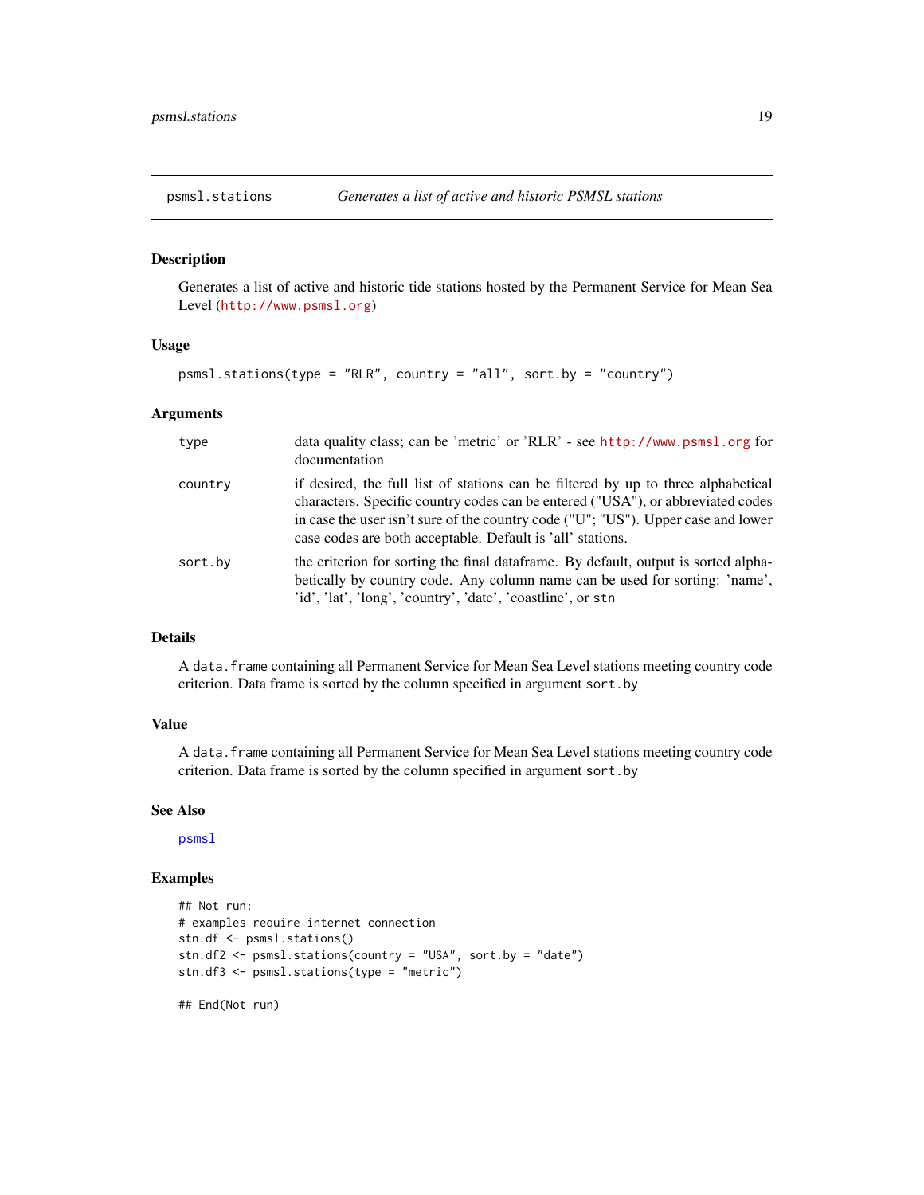## psmsl.stations — *Generates a list of active and historic PSMSL stations*

### Description

Generates a list of active and historic tide stations hosted by the Permanent Service for Mean Sea Level (http://www.psmsl.org)

### Usage

```
psmsl.stations(type = "RLR", country = "all", sort.by = "country")
```

### Arguments

| | |
|---|---|
| type | data quality class; can be 'metric' or 'RLR' - see http://www.psmsl.org for documentation |
| country | if desired, the full list of stations can be filtered by up to three alphabetical characters. Specific country codes can be entered ("USA"), or abbreviated codes in case the user isn't sure of the country code ("U"; "US"). Upper case and lower case codes are both acceptable. Default is 'all' stations. |
| sort.by | the criterion for sorting the final dataframe. By default, output is sorted alphabetically by country code. Any column name can be used for sorting: 'name', 'id', 'lat', 'long', 'country', 'date', 'coastline', or `stn` |

### Details

A `data.frame` containing all Permanent Service for Mean Sea Level stations meeting country code criterion. Data frame is sorted by the column specified in argument `sort.by`

### Value

A `data.frame` containing all Permanent Service for Mean Sea Level stations meeting country code criterion. Data frame is sorted by the column specified in argument `sort.by`

### See Also

`psmsl`

### Examples

```
## Not run:
# examples require internet connection
stn.df <- psmsl.stations()
stn.df2 <- psmsl.stations(country = "USA", sort.by = "date")
stn.df3 <- psmsl.stations(type = "metric")

## End(Not run)
```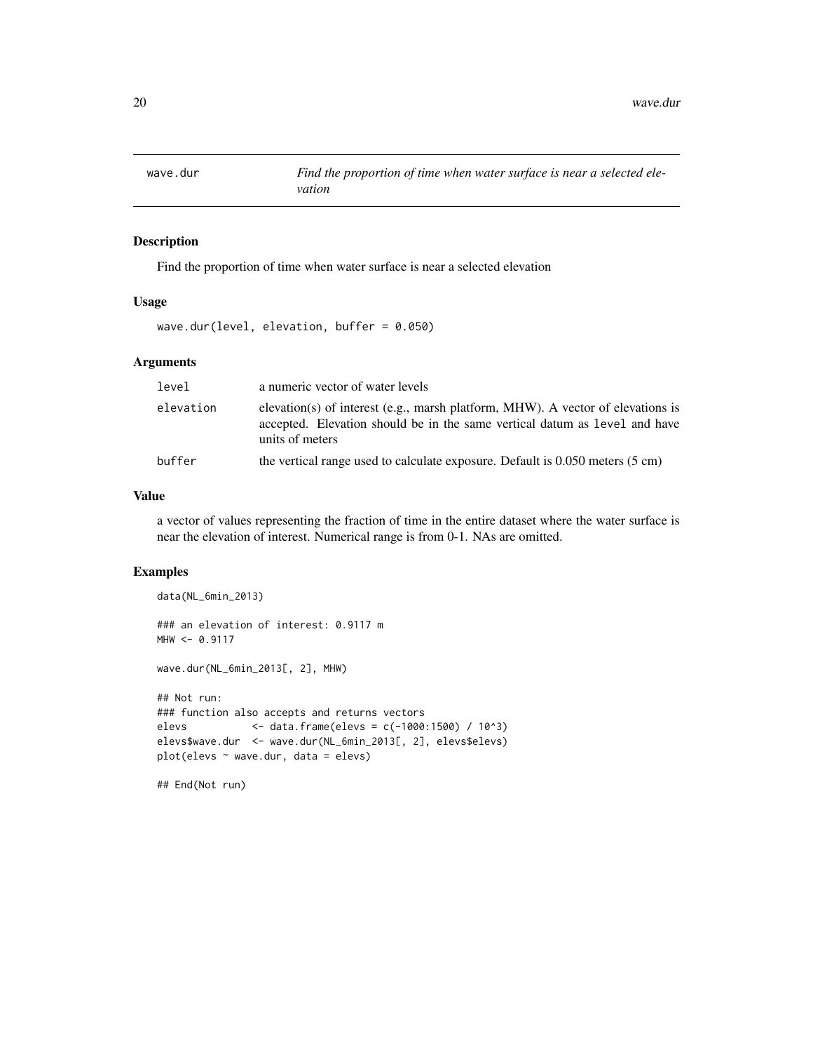# wave.dur

*Find the proportion of time when water surface is near a selected elevation*

## Description

Find the proportion of time when water surface is near a selected elevation

## Usage

```
wave.dur(level, elevation, buffer = 0.050)
```

## Arguments

| | |
|---|---|
| `level` | a numeric vector of water levels |
| `elevation` | elevation(s) of interest (e.g., marsh platform, MHW). A vector of elevations is accepted. Elevation should be in the same vertical datum as `level` and have units of meters |
| `buffer` | the vertical range used to calculate exposure. Default is 0.050 meters (5 cm) |

## Value

a vector of values representing the fraction of time in the entire dataset where the water surface is near the elevation of interest. Numerical range is from 0-1. NAs are omitted.

## Examples

```
data(NL_6min_2013)

### an elevation of interest: 0.9117 m
MHW <- 0.9117

wave.dur(NL_6min_2013[, 2], MHW)

## Not run:
### function also accepts and returns vectors
elevs          <- data.frame(elevs = c(-1000:1500) / 10^3)
elevs$wave.dur  <- wave.dur(NL_6min_2013[, 2], elevs$elevs)
plot(elevs ~ wave.dur, data = elevs)

## End(Not run)
```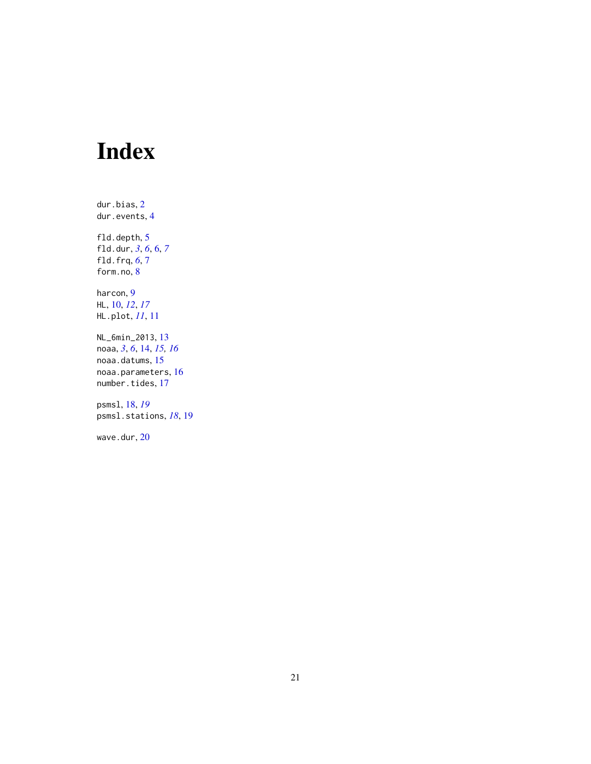# Index

dur.bias, 2
dur.events, 4

fld.depth, 5
fld.dur, *3*, *6*, 6, *7*
fld.frq, *6*, 7
form.no, 8

harcon, 9
HL, 10, *12*, *17*
HL.plot, *11*, 11

NL_6min_2013, 13
noaa, *3*, *6*, 14, *15, 16*
noaa.datums, 15
noaa.parameters, 16
number.tides, 17

psmsl, 18, *19*
psmsl.stations, *18*, 19

wave.dur, 20